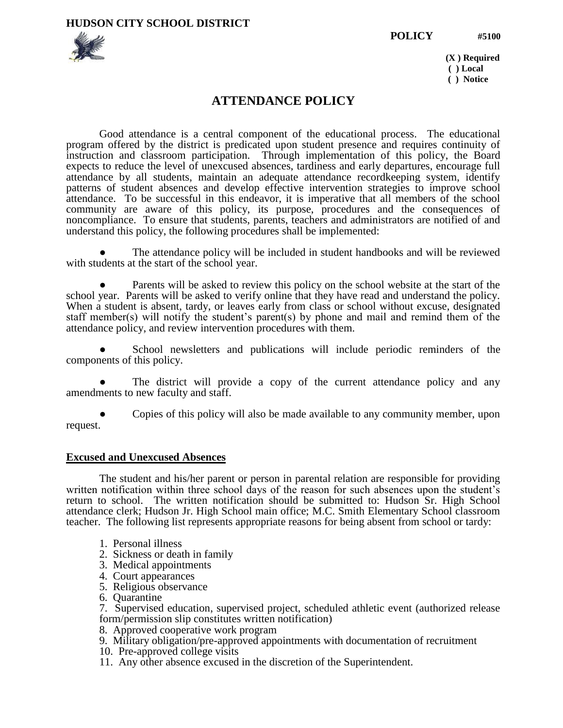**HUDSON CITY SCHOOL DISTRICT**

**POLICY** **#5100**

**(X ) Required**
**( ) Local**
**( ) Notice**

# ATTENDANCE POLICY

Good attendance is a central component of the educational process. The educational program offered by the district is predicated upon student presence and requires continuity of instruction and classroom participation. Through implementation of this policy, the Board expects to reduce the level of unexcused absences, tardiness and early departures, encourage full attendance by all students, maintain an adequate attendance recordkeeping system, identify patterns of student absences and develop effective intervention strategies to improve school attendance. To be successful in this endeavor, it is imperative that all members of the school community are aware of this policy, its purpose, procedures and the consequences of noncompliance. To ensure that students, parents, teachers and administrators are notified of and understand this policy, the following procedures shall be implemented:

- The attendance policy will be included in student handbooks and will be reviewed with students at the start of the school year.
- Parents will be asked to review this policy on the school website at the start of the school year. Parents will be asked to verify online that they have read and understand the policy. When a student is absent, tardy, or leaves early from class or school without excuse, designated staff member(s) will notify the student's parent(s) by phone and mail and remind them of the attendance policy, and review intervention procedures with them.
- School newsletters and publications will include periodic reminders of the components of this policy.
- The district will provide a copy of the current attendance policy and any amendments to new faculty and staff.
- Copies of this policy will also be made available to any community member, upon request.

## Excused and Unexcused Absences

The student and his/her parent or person in parental relation are responsible for providing written notification within three school days of the reason for such absences upon the student's return to school. The written notification should be submitted to: Hudson Sr. High School attendance clerk; Hudson Jr. High School main office; M.C. Smith Elementary School classroom teacher. The following list represents appropriate reasons for being absent from school or tardy:

1. Personal illness
2. Sickness or death in family
3. Medical appointments
4. Court appearances
5. Religious observance
6. Quarantine
7. Supervised education, supervised project, scheduled athletic event (authorized release form/permission slip constitutes written notification)
8. Approved cooperative work program
9. Military obligation/pre-approved appointments with documentation of recruitment
10. Pre-approved college visits
11. Any other absence excused in the discretion of the Superintendent.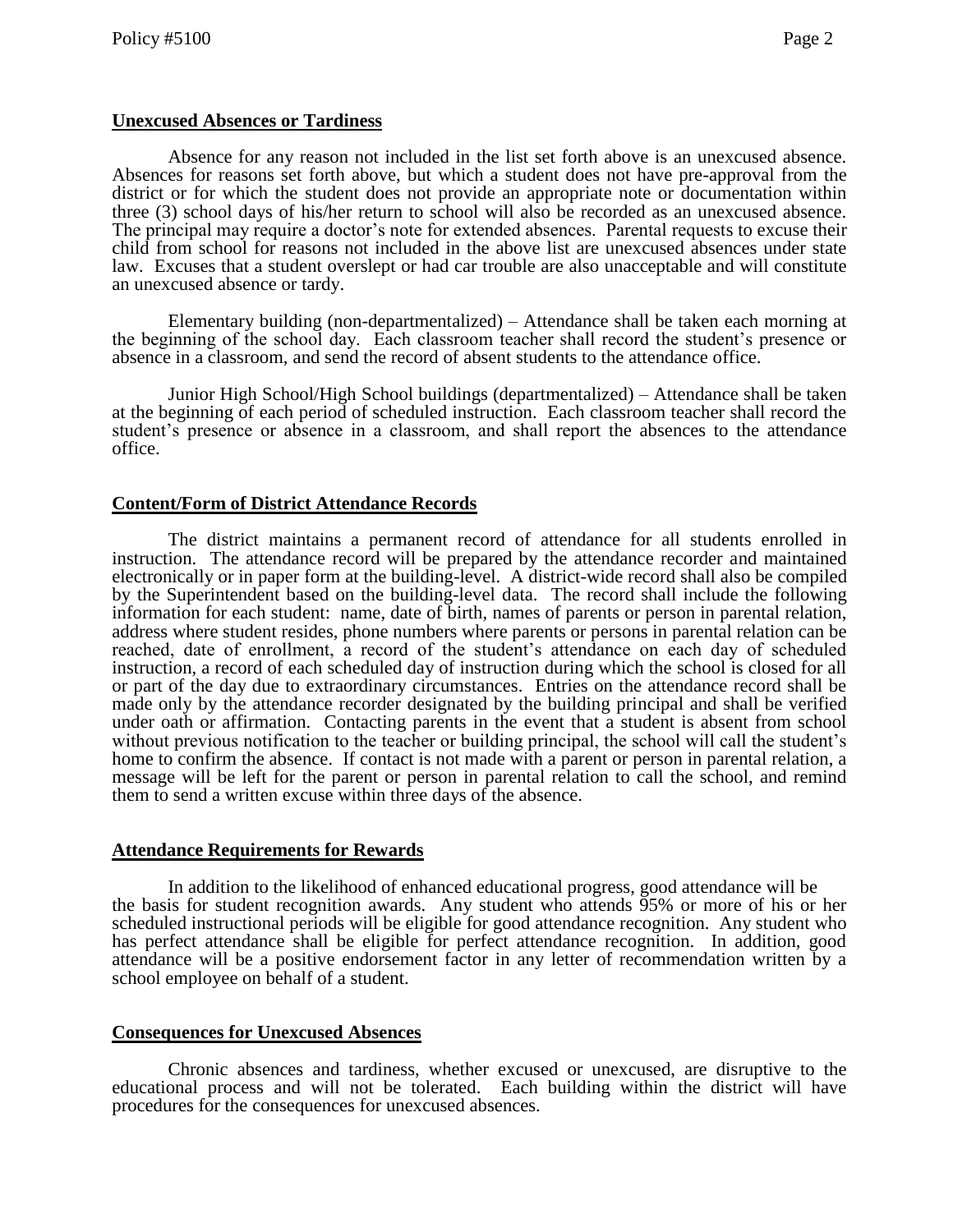## Unexcused Absences or Tardiness

Absence for any reason not included in the list set forth above is an unexcused absence. Absences for reasons set forth above, but which a student does not have pre-approval from the district or for which the student does not provide an appropriate note or documentation within three (3) school days of his/her return to school will also be recorded as an unexcused absence. The principal may require a doctor's note for extended absences. Parental requests to excuse their child from school for reasons not included in the above list are unexcused absences under state law. Excuses that a student overslept or had car trouble are also unacceptable and will constitute an unexcused absence or tardy.

Elementary building (non-departmentalized) – Attendance shall be taken each morning at the beginning of the school day. Each classroom teacher shall record the student's presence or absence in a classroom, and send the record of absent students to the attendance office.

Junior High School/High School buildings (departmentalized) – Attendance shall be taken at the beginning of each period of scheduled instruction. Each classroom teacher shall record the student's presence or absence in a classroom, and shall report the absences to the attendance office.

## Content/Form of District Attendance Records

The district maintains a permanent record of attendance for all students enrolled in instruction. The attendance record will be prepared by the attendance recorder and maintained electronically or in paper form at the building-level. A district-wide record shall also be compiled by the Superintendent based on the building-level data. The record shall include the following information for each student: name, date of birth, names of parents or person in parental relation, address where student resides, phone numbers where parents or persons in parental relation can be reached, date of enrollment, a record of the student's attendance on each day of scheduled instruction, a record of each scheduled day of instruction during which the school is closed for all or part of the day due to extraordinary circumstances. Entries on the attendance record shall be made only by the attendance recorder designated by the building principal and shall be verified under oath or affirmation. Contacting parents in the event that a student is absent from school without previous notification to the teacher or building principal, the school will call the student's home to confirm the absence. If contact is not made with a parent or person in parental relation, a message will be left for the parent or person in parental relation to call the school, and remind them to send a written excuse within three days of the absence.

## Attendance Requirements for Rewards

In addition to the likelihood of enhanced educational progress, good attendance will be the basis for student recognition awards. Any student who attends 95% or more of his or her scheduled instructional periods will be eligible for good attendance recognition. Any student who has perfect attendance shall be eligible for perfect attendance recognition. In addition, good attendance will be a positive endorsement factor in any letter of recommendation written by a school employee on behalf of a student.

## Consequences for Unexcused Absences

Chronic absences and tardiness, whether excused or unexcused, are disruptive to the educational process and will not be tolerated. Each building within the district will have procedures for the consequences for unexcused absences.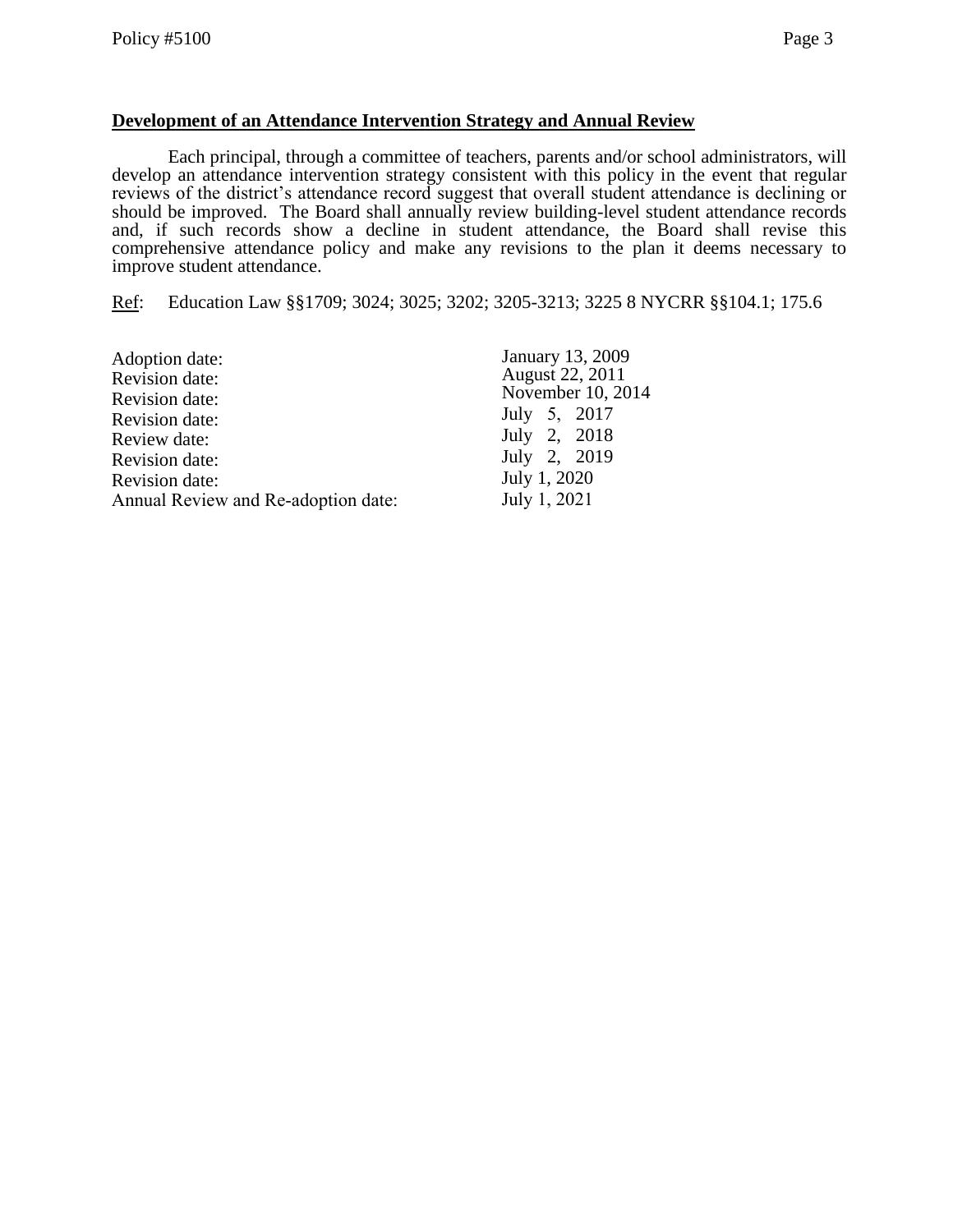**Development of an Attendance Intervention Strategy and Annual Review**

Each principal, through a committee of teachers, parents and/or school administrators, will develop an attendance intervention strategy consistent with this policy in the event that regular reviews of the district's attendance record suggest that overall student attendance is declining or should be improved. The Board shall annually review building-level student attendance records and, if such records show a decline in student attendance, the Board shall revise this comprehensive attendance policy and make any revisions to the plan it deems necessary to improve student attendance.

Ref: Education Law §§1709; 3024; 3025; 3202; 3205-3213; 3225 8 NYCRR §§104.1; 175.6

| | |
|---|---|
| Adoption date: | January 13, 2009 |
| Revision date: | August 22, 2011 |
| Revision date: | November 10, 2014 |
| Revision date: | July 5, 2017 |
| Review date: | July 2, 2018 |
| Revision date: | July 2, 2019 |
| Revision date: | July 1, 2020 |
| Annual Review and Re-adoption date: | July 1, 2021 |